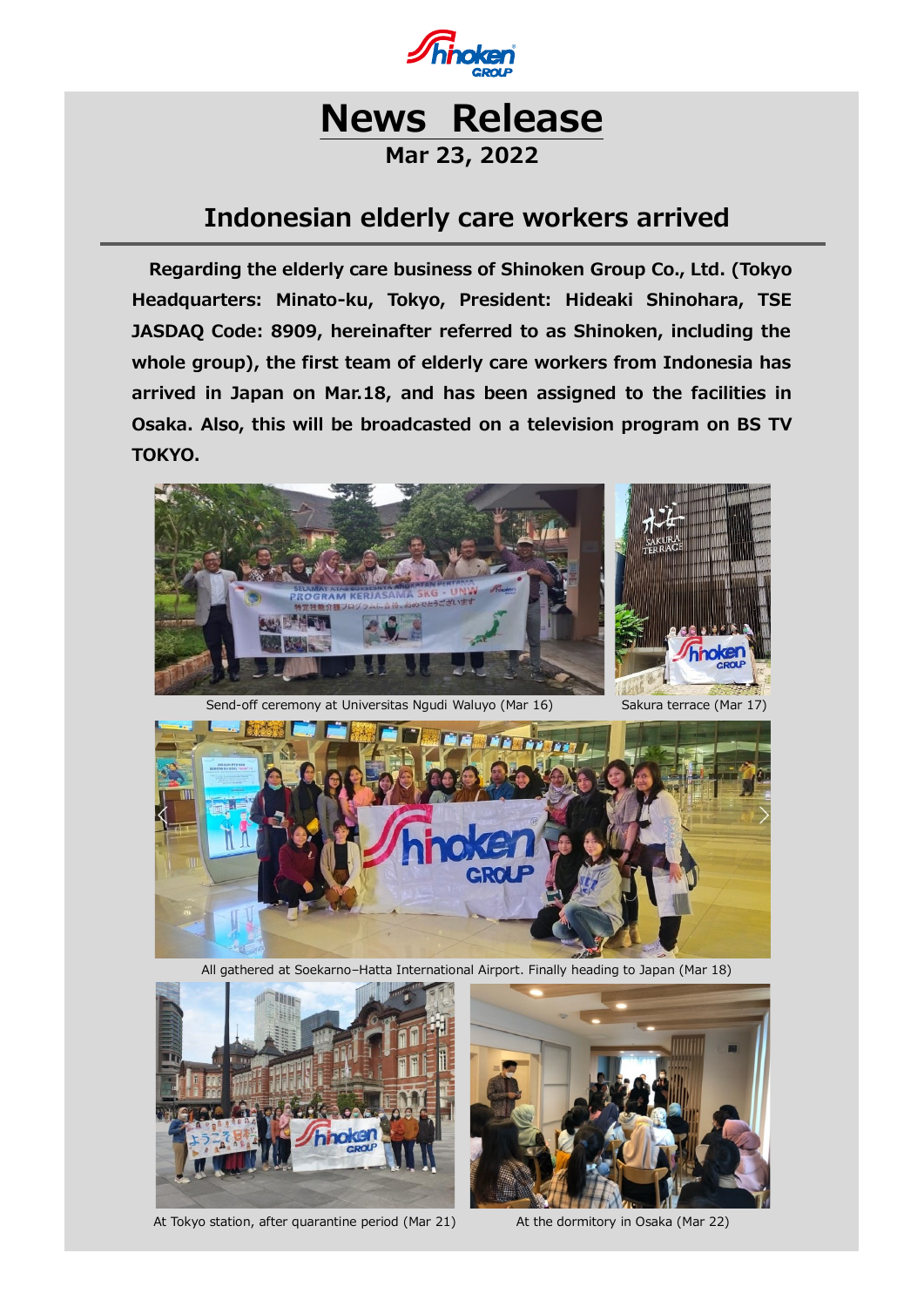# News Release

**Mar 23, 2022**

## Indonesian elderly care workers arrived

**Regarding the elderly care business of Shinoken Group Co., Ltd. (Tokyo Headquarters: Minato-ku, Tokyo, President: Hideaki Shinohara, TSE JASDAQ Code: 8909, hereinafter referred to as Shinoken, including the whole group), the first team of elderly care workers from Indonesia has arrived in Japan on Mar.18, and has been assigned to the facilities in Osaka. Also, this will be broadcasted on a television program on BS TV TOKYO.**

Send-off ceremony at Universitas Ngudi Waluyo (Mar 16)

Sakura terrace (Mar 17)

All gathered at Soekarno–Hatta International Airport. Finally heading to Japan (Mar 18)

At Tokyo station, after quarantine period (Mar 21)

At the dormitory in Osaka (Mar 22)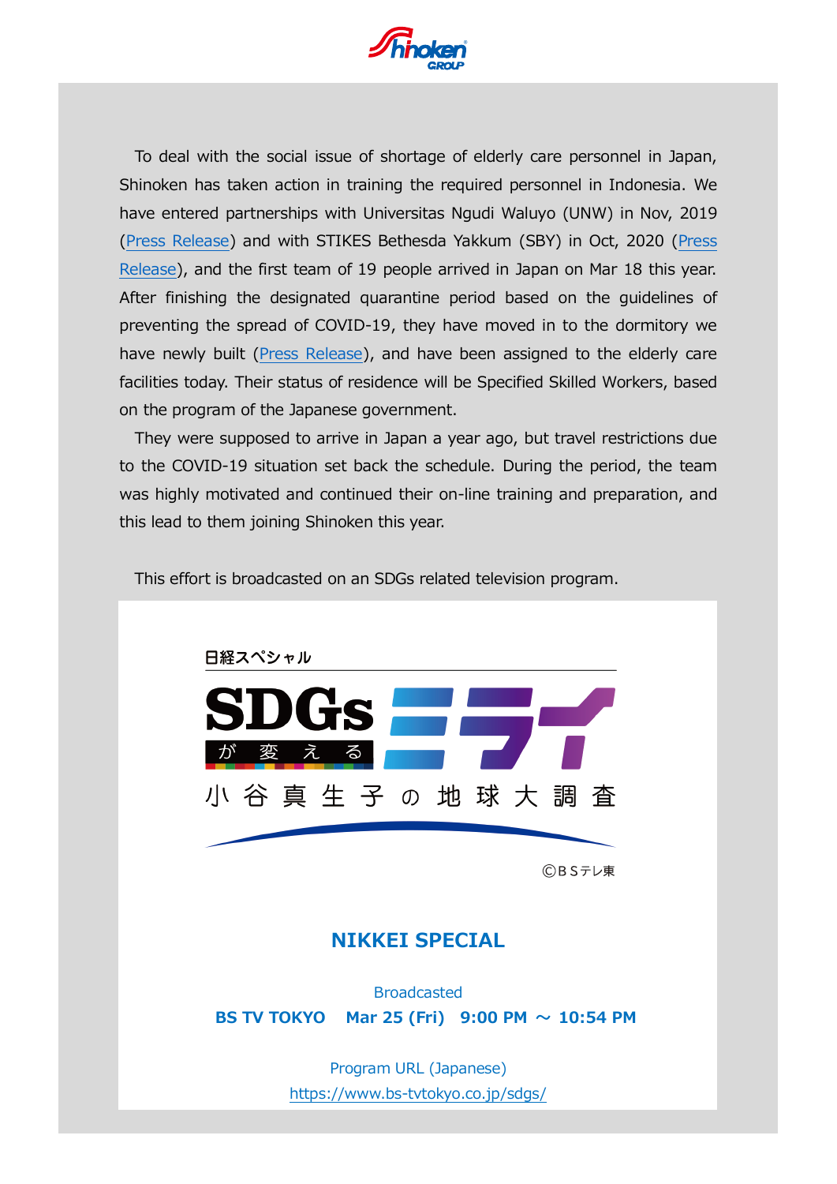To deal with the social issue of shortage of elderly care personnel in Japan, Shinoken has taken action in training the required personnel in Indonesia. We have entered partnerships with Universitas Ngudi Waluyo (UNW) in Nov, 2019 (Press Release) and with STIKES Bethesda Yakkum (SBY) in Oct, 2020 (Press Release), and the first team of 19 people arrived in Japan on Mar 18 this year. After finishing the designated quarantine period based on the guidelines of preventing the spread of COVID-19, they have moved in to the dormitory we have newly built (Press Release), and have been assigned to the elderly care facilities today. Their status of residence will be Specified Skilled Workers, based on the program of the Japanese government.

They were supposed to arrive in Japan a year ago, but travel restrictions due to the COVID-19 situation set back the schedule. During the period, the team was highly motivated and continued their on-line training and preparation, and this lead to them joining Shinoken this year.

This effort is broadcasted on an SDGs related television program.

日経スペシャル

SDGsが変えるミライ

小谷真生子の地球大調査

©BSテレ東

## NIKKEI SPECIAL

Broadcasted

**BS TV TOKYO　Mar 25 (Fri)　9:00 PM ～ 10:54 PM**

Program URL (Japanese)

https://www.bs-tvtokyo.co.jp/sdgs/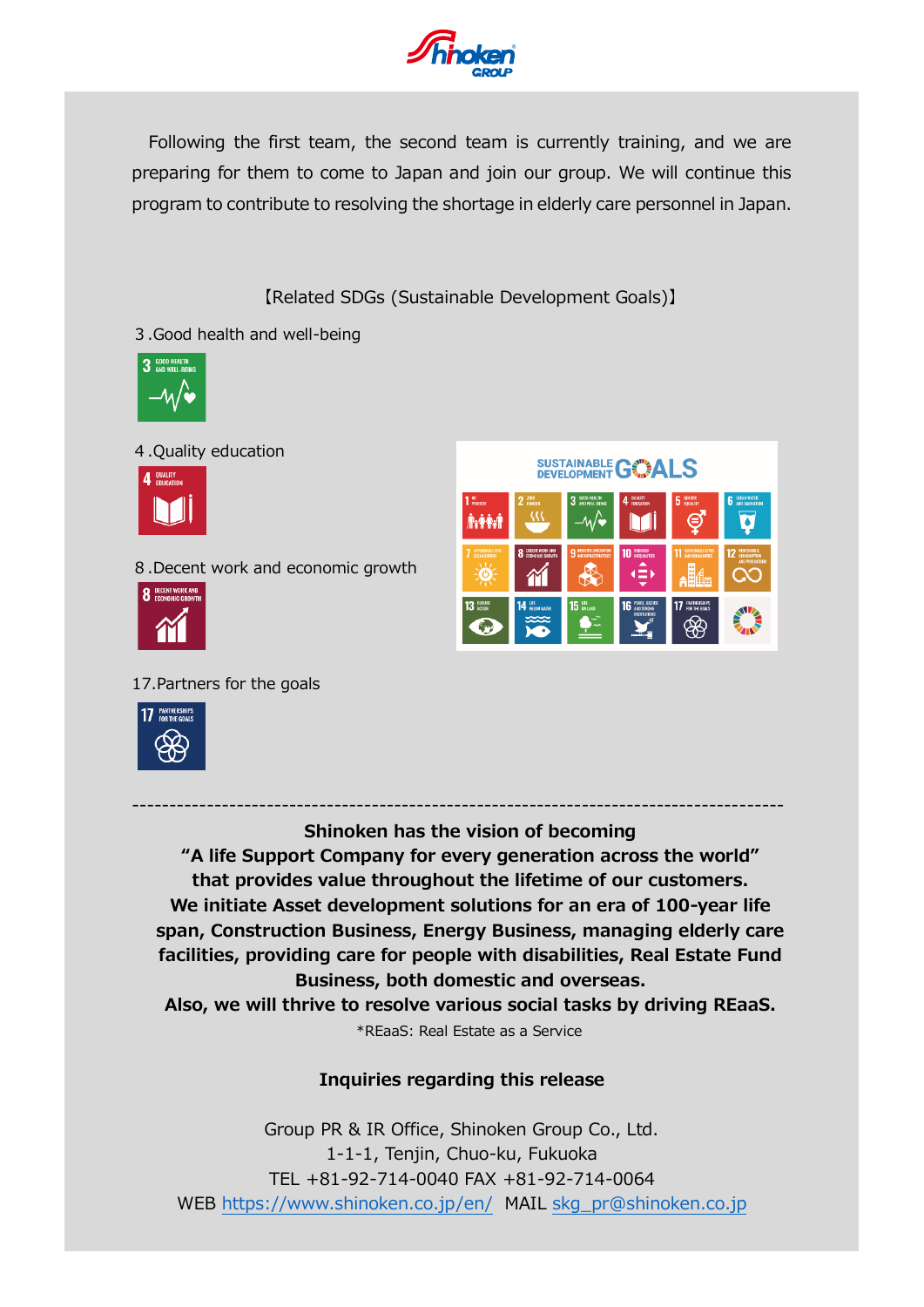Following the first team, the second team is currently training, and we are preparing for them to come to Japan and join our group. We will continue this program to contribute to resolving the shortage in elderly care personnel in Japan.

【Related SDGs (Sustainable Development Goals)】

3.Good health and well-being

4.Quality education

8.Decent work and economic growth

17.Partners for the goals

---

**Shinoken has the vision of becoming**
**“A life Support Company for every generation across the world”**
**that provides value throughout the lifetime of our customers.**
**We initiate Asset development solutions for an era of 100-year life span, Construction Business, Energy Business, managing elderly care facilities, providing care for people with disabilities, Real Estate Fund Business, both domestic and overseas.**
**Also, we will thrive to resolve various social tasks by driving REaaS.**

*REaaS: Real Estate as a Service

**Inquiries regarding this release**

Group PR & IR Office, Shinoken Group Co., Ltd.
1-1-1, Tenjin, Chuo-ku, Fukuoka
TEL +81-92-714-0040 FAX +81-92-714-0064
WEB https://www.shinoken.co.jp/en/ MAIL skg_pr@shinoken.co.jp